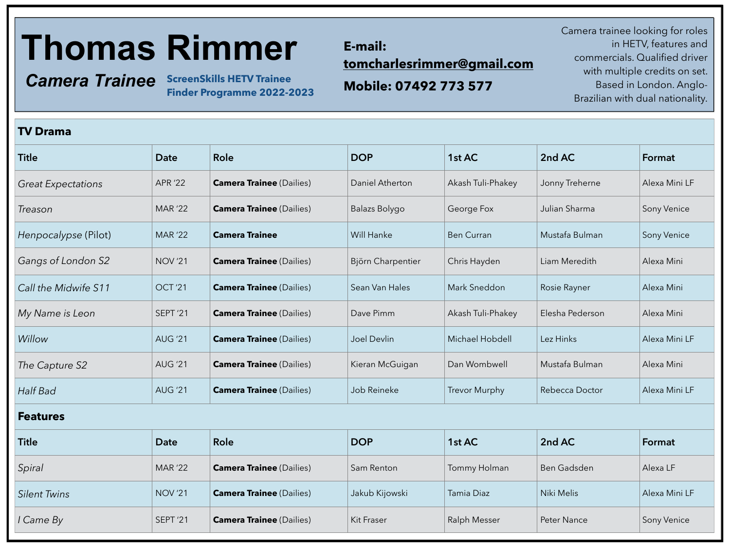# Thomas Rimmer

***Camera Trainee***

**ScreenSkills HETV Trainee Finder Programme 2022-2023**

**E-mail: tomcharlesrimmer@gmail.com**

**Mobile: 07492 773 577**

Camera trainee looking for roles in HETV, features and commercials. Qualified driver with multiple credits on set. Based in London. Anglo-Brazilian with dual nationality.

## TV Drama

| Title | Date | Role | DOP | 1st AC | 2nd AC | Format |
|---|---|---|---|---|---|---|
| *Great Expectations* | APR '22 | **Camera Trainee** (Dailies) | Daniel Atherton | Akash Tuli-Phakey | Jonny Treherne | Alexa Mini LF |
| *Treason* | MAR '22 | **Camera Trainee** (Dailies) | Balazs Bolygo | George Fox | Julian Sharma | Sony Venice |
| *Henpocalypse* (Pilot) | MAR '22 | **Camera Trainee** | Will Hanke | Ben Curran | Mustafa Bulman | Sony Venice |
| *Gangs of London S2* | NOV '21 | **Camera Trainee** (Dailies) | Björn Charpentier | Chris Hayden | Liam Meredith | Alexa Mini |
| *Call the Midwife S11* | OCT '21 | **Camera Trainee** (Dailies) | Sean Van Hales | Mark Sneddon | Rosie Rayner | Alexa Mini |
| *My Name is Leon* | SEPT '21 | **Camera Trainee** (Dailies) | Dave Pimm | Akash Tuli-Phakey | Elesha Pederson | Alexa Mini |
| *Willow* | AUG '21 | **Camera Trainee** (Dailies) | Joel Devlin | Michael Hobdell | Lez Hinks | Alexa Mini LF |
| *The Capture S2* | AUG '21 | **Camera Trainee** (Dailies) | Kieran McGuigan | Dan Wombwell | Mustafa Bulman | Alexa Mini |
| *Half Bad* | AUG '21 | **Camera Trainee** (Dailies) | Job Reineke | Trevor Murphy | Rebecca Doctor | Alexa Mini LF |

## Features

| Title | Date | Role | DOP | 1st AC | 2nd AC | Format |
|---|---|---|---|---|---|---|
| *Spiral* | MAR '22 | **Camera Trainee** (Dailies) | Sam Renton | Tommy Holman | Ben Gadsden | Alexa LF |
| *Silent Twins* | NOV '21 | **Camera Trainee** (Dailies) | Jakub Kijowski | Tamia Diaz | Niki Melis | Alexa Mini LF |
| *I Came By* | SEPT '21 | **Camera Trainee** (Dailies) | Kit Fraser | Ralph Messer | Peter Nance | Sony Venice |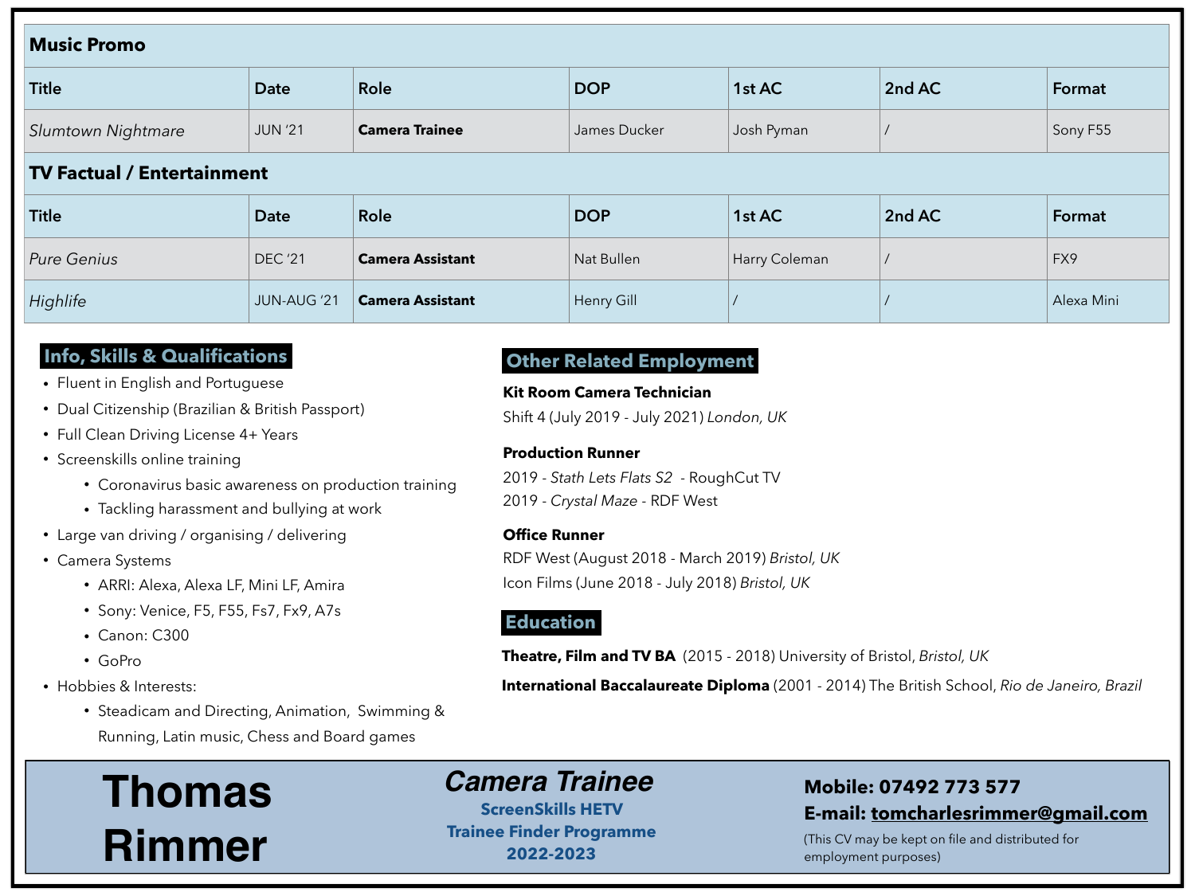## Music Promo

| Title | Date | Role | DOP | 1st AC | 2nd AC | Format |
|---|---|---|---|---|---|---|
| *Slumtown Nightmare* | JUN '21 | **Camera Trainee** | James Ducker | Josh Pyman | / | Sony F55 |

## TV Factual / Entertainment

| Title | Date | Role | DOP | 1st AC | 2nd AC | Format |
|---|---|---|---|---|---|---|
| *Pure Genius* | DEC '21 | **Camera Assistant** | Nat Bullen | Harry Coleman | / | FX9 |
| *Highlife* | JUN-AUG '21 | **Camera Assistant** | Henry Gill | / | / | Alexa Mini |

## Info, Skills & Qualifications

- Fluent in English and Portuguese
- Dual Citizenship (Brazilian & British Passport)
- Full Clean Driving License 4+ Years
- Screenskills online training
  - Coronavirus basic awareness on production training
  - Tackling harassment and bullying at work
- Large van driving / organising / delivering
- Camera Systems
  - ARRI: Alexa, Alexa LF, Mini LF, Amira
  - Sony: Venice, F5, F55, Fs7, Fx9, A7s
  - Canon: C300
  - GoPro
- Hobbies & Interests:
  - Steadicam and Directing, Animation, Swimming & Running, Latin music, Chess and Board games

## Other Related Employment

**Kit Room Camera Technician**
Shift 4 (July 2019 - July 2021) *London, UK*

**Production Runner**
2019 - *Stath Lets Flats S2* - RoughCut TV
2019 - *Crystal Maze* - RDF West

**Office Runner**
RDF West (August 2018 - March 2019) *Bristol, UK*
Icon Films (June 2018 - July 2018) *Bristol, UK*

## Education

**Theatre, Film and TV BA** (2015 - 2018) University of Bristol, *Bristol, UK*

**International Baccalaureate Diploma** (2001 - 2014) The British School, *Rio de Janeiro, Brazil*

# Thomas Rimmer

***Camera Trainee***

**ScreenSkills HETV Trainee Finder Programme 2022-2023**

**Mobile: 07492 773 577**
**E-mail: tomcharlesrimmer@gmail.com**
(This CV may be kept on file and distributed for employment purposes)